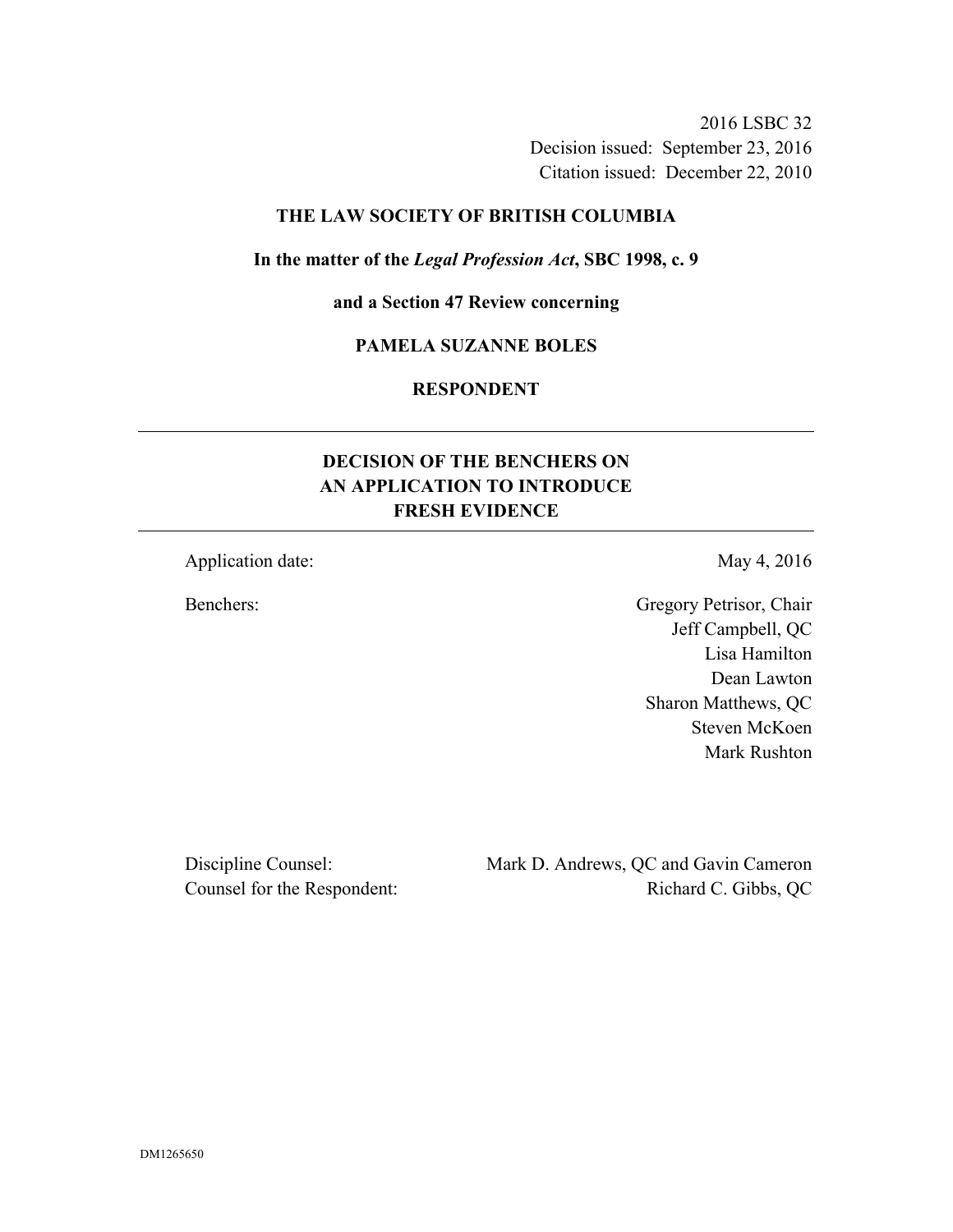2016 LSBC 32
Decision issued: September 23, 2016
Citation issued: December 22, 2010

**THE LAW SOCIETY OF BRITISH COLUMBIA**

**In the matter of the *Legal Profession Act*, SBC 1998, c. 9**

**and a Section 47 Review concerning**

**PAMELA SUZANNE BOLES**

**RESPONDENT**

---

# DECISION OF THE BENCHERS ON AN APPLICATION TO INTRODUCE FRESH EVIDENCE

---

| | |
|---|---|
| Application date: | May 4, 2016 |
| Benchers: | Gregory Petrisor, Chair |
| | Jeff Campbell, QC |
| | Lisa Hamilton |
| | Dean Lawton |
| | Sharon Matthews, QC |
| | Steven McKoen |
| | Mark Rushton |

| | |
|---|---|
| Discipline Counsel: | Mark D. Andrews, QC and Gavin Cameron |
| Counsel for the Respondent: | Richard C. Gibbs, QC |

DM1265650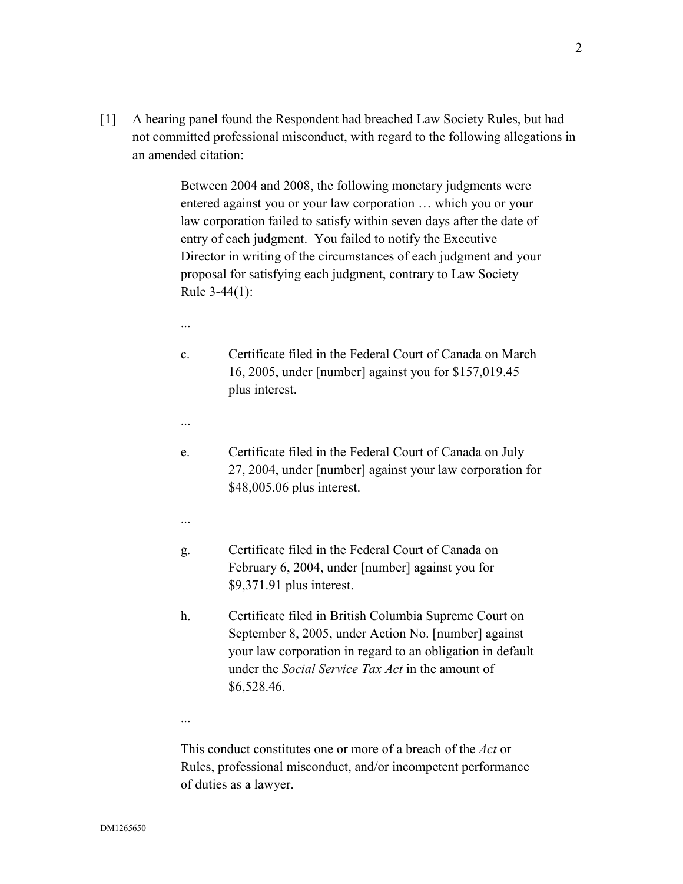[1] A hearing panel found the Respondent had breached Law Society Rules, but had not committed professional misconduct, with regard to the following allegations in an amended citation:

> Between 2004 and 2008, the following monetary judgments were entered against you or your law corporation … which you or your law corporation failed to satisfy within seven days after the date of entry of each judgment. You failed to notify the Executive Director in writing of the circumstances of each judgment and your proposal for satisfying each judgment, contrary to Law Society Rule 3-44(1):
>
> ...
>
> c. Certificate filed in the Federal Court of Canada on March 16, 2005, under [number] against you for $157,019.45 plus interest.
>
> ...
>
> e. Certificate filed in the Federal Court of Canada on July 27, 2004, under [number] against your law corporation for $48,005.06 plus interest.
>
> ...
>
> g. Certificate filed in the Federal Court of Canada on February 6, 2004, under [number] against you for $9,371.91 plus interest.
>
> h. Certificate filed in British Columbia Supreme Court on September 8, 2005, under Action No. [number] against your law corporation in regard to an obligation in default under the *Social Service Tax Act* in the amount of $6,528.46.
>
> ...
>
> This conduct constitutes one or more of a breach of the *Act* or Rules, professional misconduct, and/or incompetent performance of duties as a lawyer.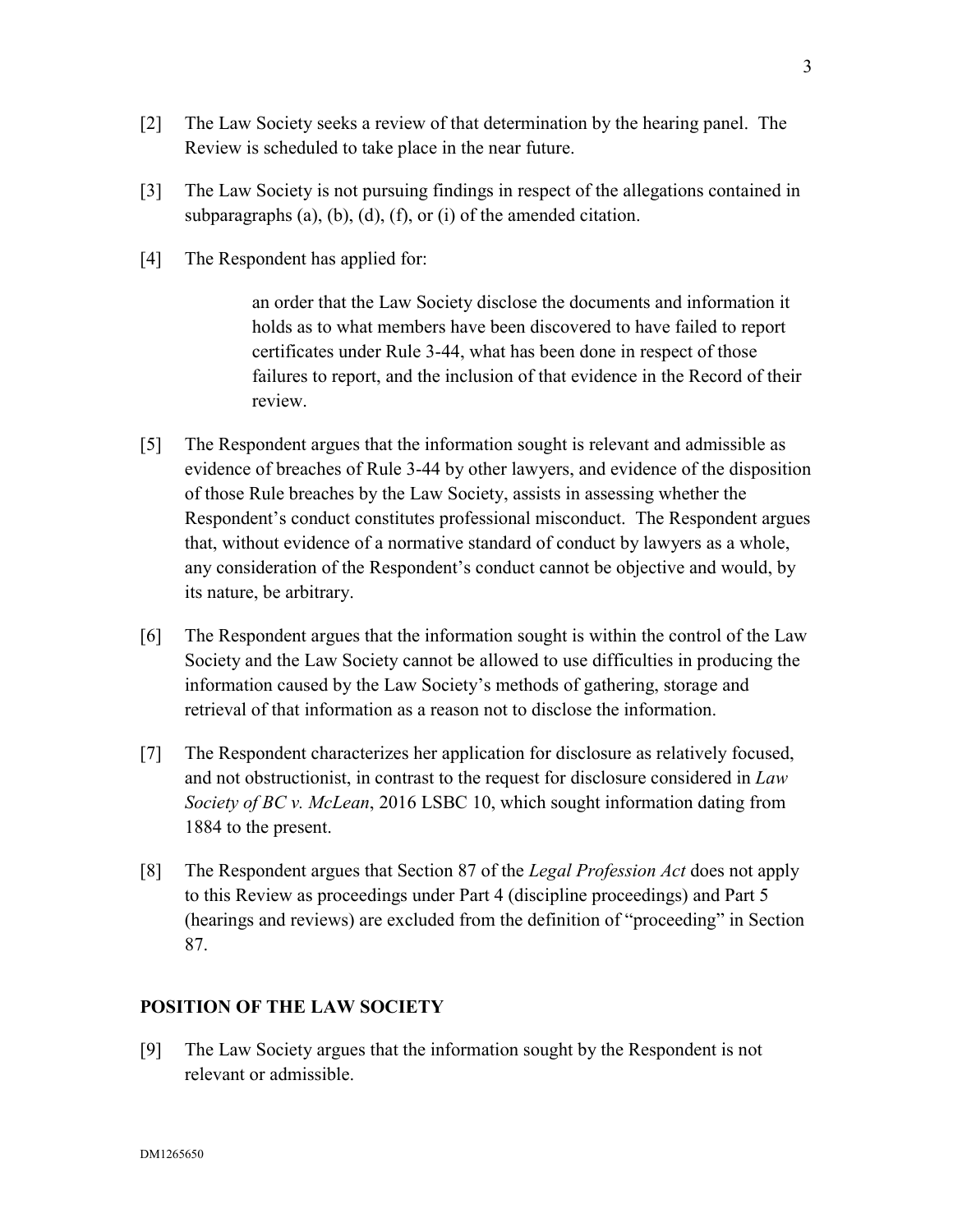[2] The Law Society seeks a review of that determination by the hearing panel. The Review is scheduled to take place in the near future.

[3] The Law Society is not pursuing findings in respect of the allegations contained in subparagraphs (a), (b), (d), (f), or (i) of the amended citation.

[4] The Respondent has applied for:

> an order that the Law Society disclose the documents and information it holds as to what members have been discovered to have failed to report certificates under Rule 3-44, what has been done in respect of those failures to report, and the inclusion of that evidence in the Record of their review.

[5] The Respondent argues that the information sought is relevant and admissible as evidence of breaches of Rule 3-44 by other lawyers, and evidence of the disposition of those Rule breaches by the Law Society, assists in assessing whether the Respondent's conduct constitutes professional misconduct. The Respondent argues that, without evidence of a normative standard of conduct by lawyers as a whole, any consideration of the Respondent's conduct cannot be objective and would, by its nature, be arbitrary.

[6] The Respondent argues that the information sought is within the control of the Law Society and the Law Society cannot be allowed to use difficulties in producing the information caused by the Law Society's methods of gathering, storage and retrieval of that information as a reason not to disclose the information.

[7] The Respondent characterizes her application for disclosure as relatively focused, and not obstructionist, in contrast to the request for disclosure considered in *Law Society of BC v. McLean*, 2016 LSBC 10, which sought information dating from 1884 to the present.

[8] The Respondent argues that Section 87 of the *Legal Profession Act* does not apply to this Review as proceedings under Part 4 (discipline proceedings) and Part 5 (hearings and reviews) are excluded from the definition of "proceeding" in Section 87.

## POSITION OF THE LAW SOCIETY

[9] The Law Society argues that the information sought by the Respondent is not relevant or admissible.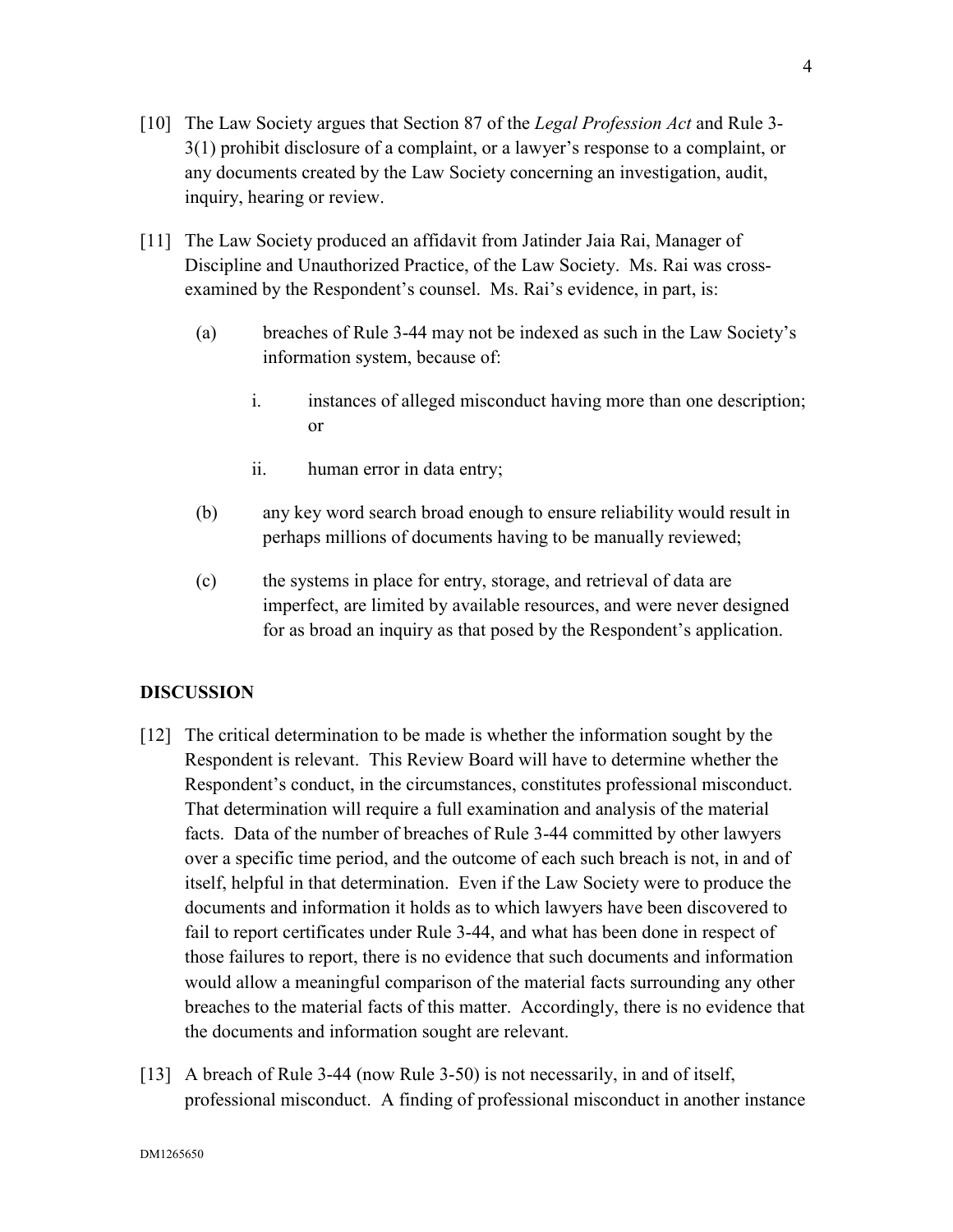[10] The Law Society argues that Section 87 of the *Legal Profession Act* and Rule 3-3(1) prohibit disclosure of a complaint, or a lawyer's response to a complaint, or any documents created by the Law Society concerning an investigation, audit, inquiry, hearing or review.

[11] The Law Society produced an affidavit from Jatinder Jaia Rai, Manager of Discipline and Unauthorized Practice, of the Law Society. Ms. Rai was cross-examined by the Respondent's counsel. Ms. Rai's evidence, in part, is:

(a) breaches of Rule 3-44 may not be indexed as such in the Law Society's information system, because of:

i. instances of alleged misconduct having more than one description; or

ii. human error in data entry;

(b) any key word search broad enough to ensure reliability would result in perhaps millions of documents having to be manually reviewed;

(c) the systems in place for entry, storage, and retrieval of data are imperfect, are limited by available resources, and were never designed for as broad an inquiry as that posed by the Respondent's application.

## DISCUSSION

[12] The critical determination to be made is whether the information sought by the Respondent is relevant. This Review Board will have to determine whether the Respondent's conduct, in the circumstances, constitutes professional misconduct. That determination will require a full examination and analysis of the material facts. Data of the number of breaches of Rule 3-44 committed by other lawyers over a specific time period, and the outcome of each such breach is not, in and of itself, helpful in that determination. Even if the Law Society were to produce the documents and information it holds as to which lawyers have been discovered to fail to report certificates under Rule 3-44, and what has been done in respect of those failures to report, there is no evidence that such documents and information would allow a meaningful comparison of the material facts surrounding any other breaches to the material facts of this matter. Accordingly, there is no evidence that the documents and information sought are relevant.

[13] A breach of Rule 3-44 (now Rule 3-50) is not necessarily, in and of itself, professional misconduct. A finding of professional misconduct in another instance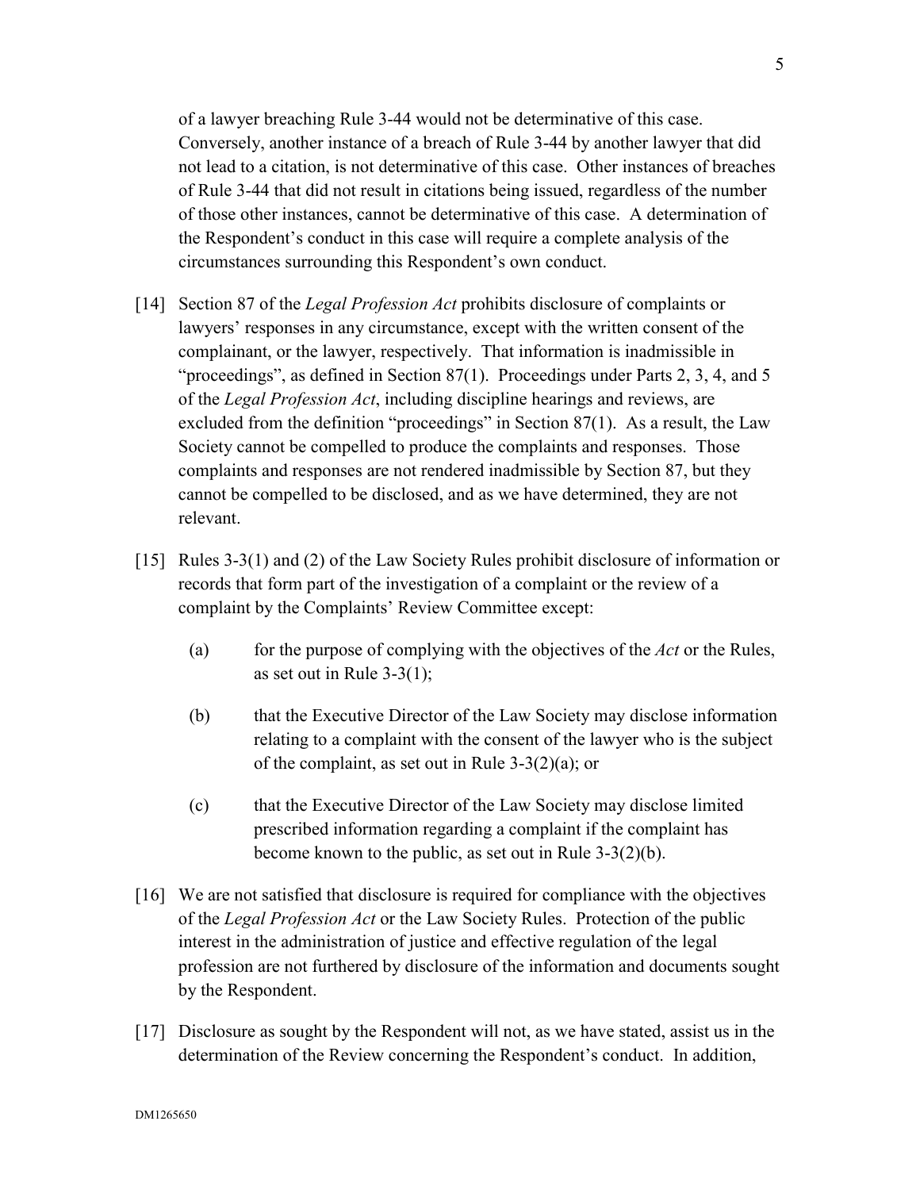of a lawyer breaching Rule 3-44 would not be determinative of this case. Conversely, another instance of a breach of Rule 3-44 by another lawyer that did not lead to a citation, is not determinative of this case. Other instances of breaches of Rule 3-44 that did not result in citations being issued, regardless of the number of those other instances, cannot be determinative of this case. A determination of the Respondent's conduct in this case will require a complete analysis of the circumstances surrounding this Respondent's own conduct.

[14] Section 87 of the *Legal Profession Act* prohibits disclosure of complaints or lawyers' responses in any circumstance, except with the written consent of the complainant, or the lawyer, respectively. That information is inadmissible in "proceedings", as defined in Section 87(1). Proceedings under Parts 2, 3, 4, and 5 of the *Legal Profession Act*, including discipline hearings and reviews, are excluded from the definition "proceedings" in Section 87(1). As a result, the Law Society cannot be compelled to produce the complaints and responses. Those complaints and responses are not rendered inadmissible by Section 87, but they cannot be compelled to be disclosed, and as we have determined, they are not relevant.

[15] Rules 3-3(1) and (2) of the Law Society Rules prohibit disclosure of information or records that form part of the investigation of a complaint or the review of a complaint by the Complaints' Review Committee except:

(a) for the purpose of complying with the objectives of the *Act* or the Rules, as set out in Rule 3-3(1);

(b) that the Executive Director of the Law Society may disclose information relating to a complaint with the consent of the lawyer who is the subject of the complaint, as set out in Rule 3-3(2)(a); or

(c) that the Executive Director of the Law Society may disclose limited prescribed information regarding a complaint if the complaint has become known to the public, as set out in Rule 3-3(2)(b).

[16] We are not satisfied that disclosure is required for compliance with the objectives of the *Legal Profession Act* or the Law Society Rules. Protection of the public interest in the administration of justice and effective regulation of the legal profession are not furthered by disclosure of the information and documents sought by the Respondent.

[17] Disclosure as sought by the Respondent will not, as we have stated, assist us in the determination of the Review concerning the Respondent's conduct. In addition,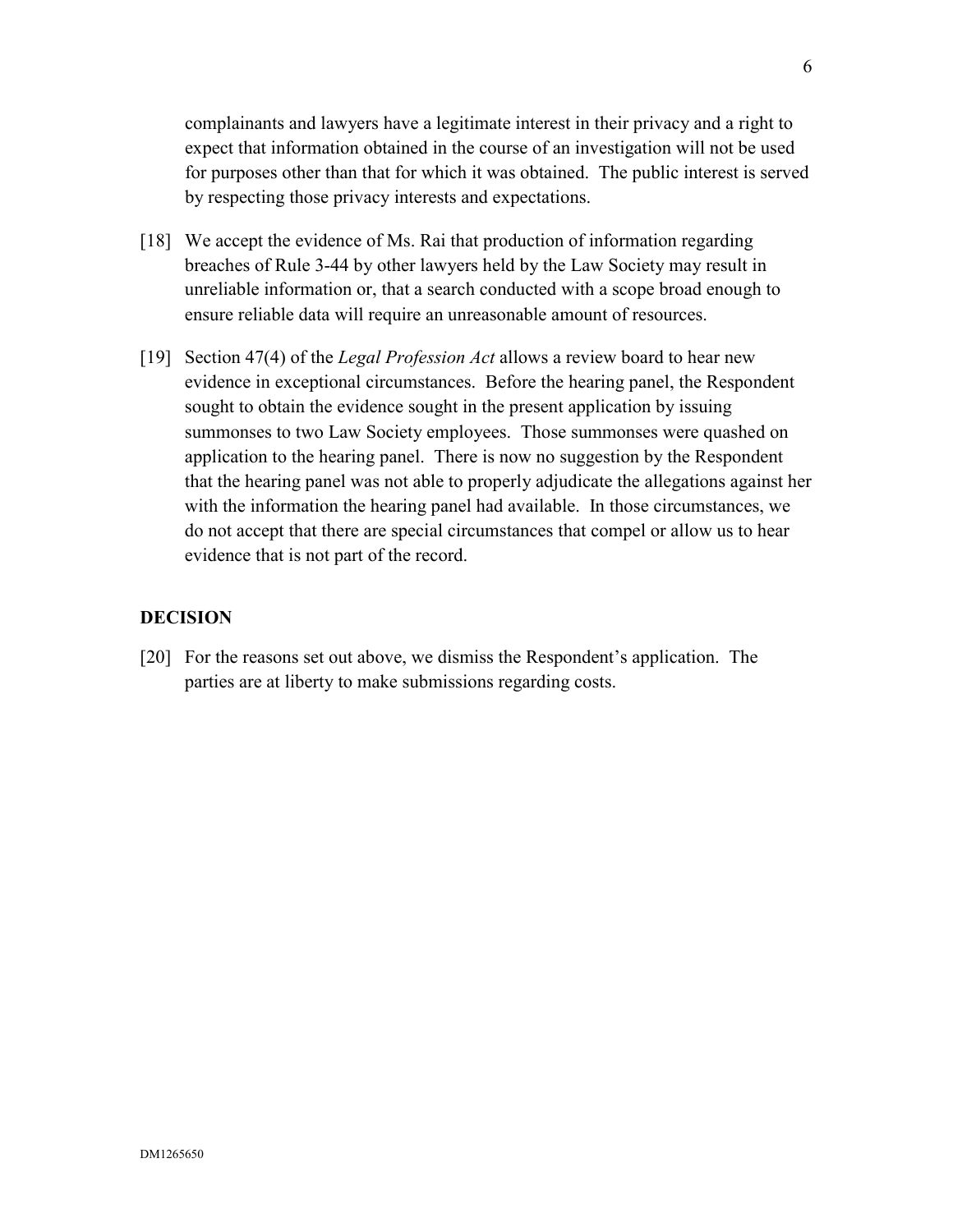complainants and lawyers have a legitimate interest in their privacy and a right to expect that information obtained in the course of an investigation will not be used for purposes other than that for which it was obtained. The public interest is served by respecting those privacy interests and expectations.

[18] We accept the evidence of Ms. Rai that production of information regarding breaches of Rule 3-44 by other lawyers held by the Law Society may result in unreliable information or, that a search conducted with a scope broad enough to ensure reliable data will require an unreasonable amount of resources.

[19] Section 47(4) of the *Legal Profession Act* allows a review board to hear new evidence in exceptional circumstances. Before the hearing panel, the Respondent sought to obtain the evidence sought in the present application by issuing summonses to two Law Society employees. Those summonses were quashed on application to the hearing panel. There is now no suggestion by the Respondent that the hearing panel was not able to properly adjudicate the allegations against her with the information the hearing panel had available. In those circumstances, we do not accept that there are special circumstances that compel or allow us to hear evidence that is not part of the record.

## DECISION

[20] For the reasons set out above, we dismiss the Respondent's application. The parties are at liberty to make submissions regarding costs.

DM1265650